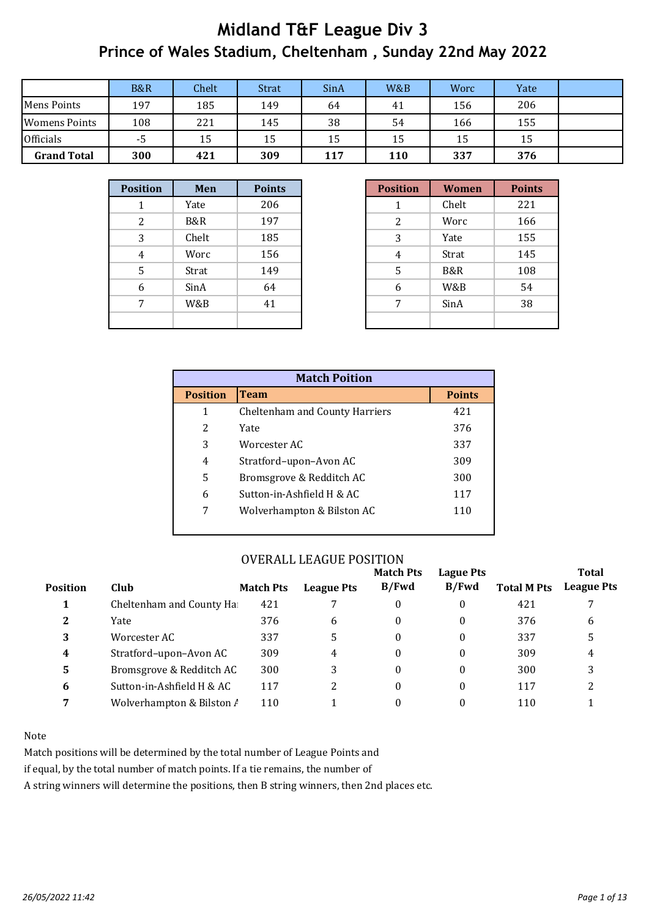# Midland T&F League Div 3

## Prince of Wales Stadium, Cheltenham , Sunday 22nd May 2022

| | B&R | Chelt | Strat | SinA | W&B | Worc | Yate | |
|---|---|---|---|---|---|---|---|---|
| Mens Points | 197 | 185 | 149 | 64 | 41 | 156 | 206 | |
| Womens Points | 108 | 221 | 145 | 38 | 54 | 166 | 155 | |
| Officials | -5 | 15 | 15 | 15 | 15 | 15 | 15 | |
| **Grand Total** | **300** | **421** | **309** | **117** | **110** | **337** | **376** | |

| Position | Men | Points |
|---|---|---|
| 1 | Yate | 206 |
| 2 | B&R | 197 |
| 3 | Chelt | 185 |
| 4 | Worc | 156 |
| 5 | Strat | 149 |
| 6 | SinA | 64 |
| 7 | W&B | 41 |
| | | |

| Position | Women | Points |
|---|---|---|
| 1 | Chelt | 221 |
| 2 | Worc | 166 |
| 3 | Yate | 155 |
| 4 | Strat | 145 |
| 5 | B&R | 108 |
| 6 | W&B | 54 |
| 7 | SinA | 38 |
| | | |

**Match Poition**

| Position | Team | Points |
|---|---|---|
| 1 | Cheltenham and County Harriers | 421 |
| 2 | Yate | 376 |
| 3 | Worcester AC | 337 |
| 4 | Stratford–upon–Avon AC | 309 |
| 5 | Bromsgrove & Redditch AC | 300 |
| 6 | Sutton-in-Ashfield H & AC | 117 |
| 7 | Wolverhampton & Bilston AC | 110 |

OVERALL LEAGUE POSITION

| Position | Club | Match Pts | League Pts | Match Pts B/Fwd | Lague Pts B/Fwd | Total M Pts | Total League Pts |
|---|---|---|---|---|---|---|---|
| **1** | Cheltenham and County Ha | 421 | 7 | 0 | 0 | 421 | 7 |
| **2** | Yate | 376 | 6 | 0 | 0 | 376 | 6 |
| **3** | Worcester AC | 337 | 5 | 0 | 0 | 337 | 5 |
| **4** | Stratford–upon–Avon AC | 309 | 4 | 0 | 0 | 309 | 4 |
| **5** | Bromsgrove & Redditch AC | 300 | 3 | 0 | 0 | 300 | 3 |
| **6** | Sutton-in-Ashfield H & AC | 117 | 2 | 0 | 0 | 117 | 2 |
| **7** | Wolverhampton & Bilston A | 110 | 1 | 0 | 0 | 110 | 1 |

Note

Match positions will be determined by the total number of League Points and if equal, by the total number of match points. If a tie remains, the number of A string winners will determine the positions, then B string winners, then 2nd places etc.

*26/05/2022 11:42*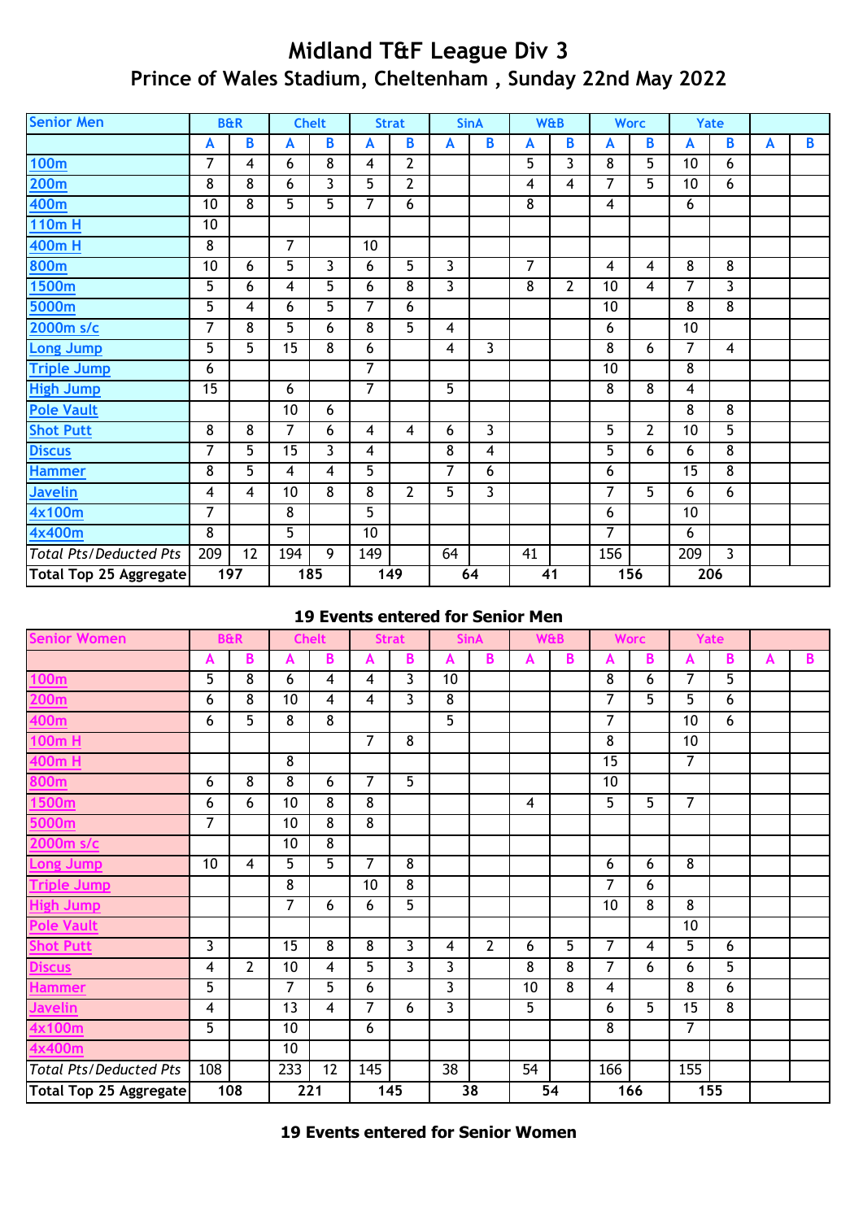# Midland T&F League Div 3
## Prince of Wales Stadium, Cheltenham , Sunday 22nd May 2022

| Senior Men | B&R | | Chelt | | Strat | | SinA | | W&B | | Worc | | Yate | | | |
|---|---|---|---|---|---|---|---|---|---|---|---|---|---|---|---|---|
| | A | B | A | B | A | B | A | B | A | B | A | B | A | B | A | B |
| 100m | 7 | 4 | 6 | 8 | 4 | 2 | | | 5 | 3 | 8 | 5 | 10 | 6 | | |
| 200m | 8 | 8 | 6 | 3 | 5 | 2 | | | 4 | 4 | 7 | 5 | 10 | 6 | | |
| 400m | 10 | 8 | 5 | 5 | 7 | 6 | | | 8 | | 4 | | 6 | | | |
| 110m H | 10 | | | | | | | | | | | | | | | |
| 400m H | 8 | | 7 | | 10 | | | | | | | | | | | |
| 800m | 10 | 6 | 5 | 3 | 6 | 5 | 3 | | 7 | | 4 | 4 | 8 | 8 | | |
| 1500m | 5 | 6 | 4 | 5 | 6 | 8 | 3 | | 8 | 2 | 10 | 4 | 7 | 3 | | |
| 5000m | 5 | 4 | 6 | 5 | 7 | 6 | | | | | 10 | | 8 | 8 | | |
| 2000m s/c | 7 | 8 | 5 | 6 | 8 | 5 | 4 | | | | 6 | | 10 | | | |
| Long Jump | 5 | 5 | 15 | 8 | 6 | | 4 | 3 | | | 8 | 6 | 7 | 4 | | |
| Triple Jump | 6 | | | | 7 | | | | | | 10 | | 8 | | | |
| High Jump | 15 | | 6 | | 7 | | 5 | | | | 8 | 8 | 4 | | | |
| Pole Vault | | | 10 | 6 | | | | | | | | | 8 | 8 | | |
| Shot Putt | 8 | 8 | 7 | 6 | 4 | 4 | 6 | 3 | | | 5 | 2 | 10 | 5 | | |
| Discus | 7 | 5 | 15 | 3 | 4 | | 8 | 4 | | | 5 | 6 | 6 | 8 | | |
| Hammer | 8 | 5 | 4 | 4 | 5 | | 7 | 6 | | | 6 | | 15 | 8 | | |
| Javelin | 4 | 4 | 10 | 8 | 8 | 2 | 5 | 3 | | | 7 | 5 | 6 | 6 | | |
| 4x100m | 7 | | 8 | | 5 | | | | | | 6 | | 10 | | | |
| 4x400m | 8 | | 5 | | 10 | | | | | | 7 | | 6 | | | |
| *Total Pts/Deducted Pts* | 209 | 12 | 194 | 9 | 149 | | 64 | | 41 | | 156 | | 209 | 3 | | |
| **Total Top 25 Aggregate** | 197 | | 185 | | 149 | | 64 | | 41 | | 156 | | 206 | | | |

**19 Events entered for Senior Men**

| Senior Women | B&R | | Chelt | | Strat | | SinA | | W&B | | Worc | | Yate | | | |
|---|---|---|---|---|---|---|---|---|---|---|---|---|---|---|---|---|
| | A | B | A | B | A | B | A | B | A | B | A | B | A | B | A | B |
| 100m | 5 | 8 | 6 | 4 | 4 | 3 | 10 | | | | 8 | 6 | 7 | 5 | | |
| 200m | 6 | 8 | 10 | 4 | 4 | 3 | 8 | | | | 7 | 5 | 5 | 6 | | |
| 400m | 6 | 5 | 8 | 8 | | | 5 | | | | 7 | | 10 | 6 | | |
| 100m H | | | | | 7 | 8 | | | | | 8 | | 10 | | | |
| 400m H | | | 8 | | | | | | | | 15 | | 7 | | | |
| 800m | 6 | 8 | 8 | 6 | 7 | 5 | | | | | 10 | | | | | |
| 1500m | 6 | 6 | 10 | 8 | 8 | | | | 4 | | 5 | 5 | 7 | | | |
| 5000m | 7 | | 10 | 8 | 8 | | | | | | | | | | | |
| 2000m s/c | | | 10 | 8 | | | | | | | | | | | | |
| Long Jump | 10 | 4 | 5 | 5 | 7 | 8 | | | | | 6 | 6 | 8 | | | |
| Triple Jump | | | 8 | | 10 | 8 | | | | | 7 | 6 | | | | |
| High Jump | | | 7 | 6 | 6 | 5 | | | | | 10 | 8 | 8 | | | |
| Pole Vault | | | | | | | | | | | | | 10 | | | |
| Shot Putt | 3 | | 15 | 8 | 8 | 3 | 4 | 2 | 6 | 5 | 7 | 4 | 5 | 6 | | |
| Discus | 4 | 2 | 10 | 4 | 5 | 3 | 3 | | 8 | 8 | 7 | 6 | 6 | 5 | | |
| Hammer | 5 | | 7 | 5 | 6 | | 3 | | 10 | 8 | 4 | | 8 | 6 | | |
| Javelin | 4 | | 13 | 4 | 7 | 6 | 3 | | 5 | | 6 | 5 | 15 | 8 | | |
| 4x100m | 5 | | 10 | | 6 | | | | | | 8 | | 7 | | | |
| 4x400m | | | 10 | | | | | | | | | | | | | |
| *Total Pts/Deducted Pts* | 108 | | 233 | 12 | 145 | | 38 | | 54 | | 166 | | 155 | | | |
| **Total Top 25 Aggregate** | 108 | | 221 | | 145 | | 38 | | 54 | | 166 | | 155 | | | |

**19 Events entered for Senior Women**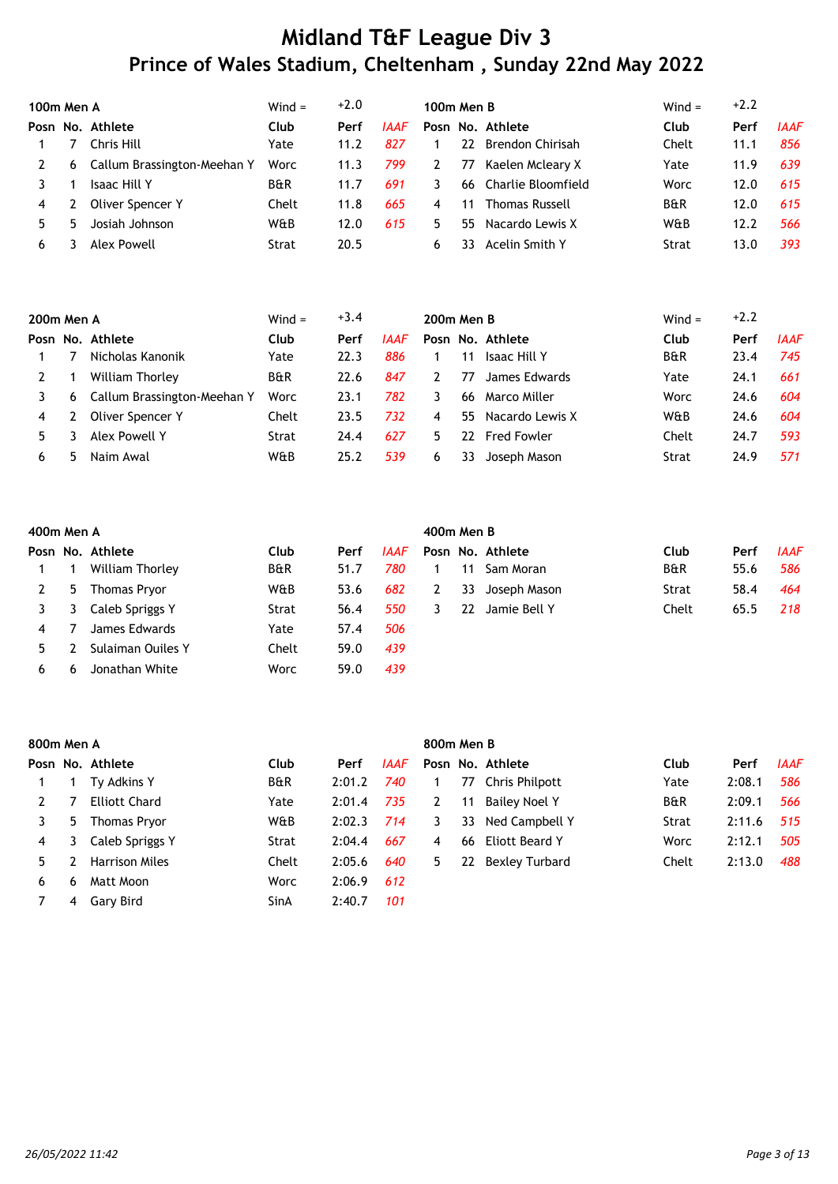# Midland T&F League Div 3
## Prince of Wales Stadium, Cheltenham , Sunday 22nd May 2022

### 100m Men A

Wind = +2.0

| Posn | No. | Athlete | Club | Perf | IAAF |
|---|---|---|---|---|---|
| 1 | 7 | Chris Hill | Yate | 11.2 | *827* |
| 2 | 6 | Callum Brassington-Meehan Y | Worc | 11.3 | *799* |
| 3 | 1 | Isaac Hill Y | B&R | 11.7 | *691* |
| 4 | 2 | Oliver Spencer Y | Chelt | 11.8 | *665* |
| 5 | 5 | Josiah Johnson | W&B | 12.0 | *615* |
| 6 | 3 | Alex Powell | Strat | 20.5 | |

### 100m Men B

Wind = +2.2

| Posn | No. | Athlete | Club | Perf | IAAF |
|---|---|---|---|---|---|
| 1 | 22 | Brendon Chirisah | Chelt | 11.1 | *856* |
| 2 | 77 | Kaelen Mcleary X | Yate | 11.9 | *639* |
| 3 | 66 | Charlie Bloomfield | Worc | 12.0 | *615* |
| 4 | 11 | Thomas Russell | B&R | 12.0 | *615* |
| 5 | 55 | Nacardo Lewis X | W&B | 12.2 | *566* |
| 6 | 33 | Acelin Smith Y | Strat | 13.0 | *393* |

### 200m Men A

Wind = +3.4

| Posn | No. | Athlete | Club | Perf | IAAF |
|---|---|---|---|---|---|
| 1 | 7 | Nicholas Kanonik | Yate | 22.3 | *886* |
| 2 | 1 | William Thorley | B&R | 22.6 | *847* |
| 3 | 6 | Callum Brassington-Meehan Y | Worc | 23.1 | *782* |
| 4 | 2 | Oliver Spencer Y | Chelt | 23.5 | *732* |
| 5 | 3 | Alex Powell Y | Strat | 24.4 | *627* |
| 6 | 5 | Naim Awal | W&B | 25.2 | *539* |

### 200m Men B

Wind = +2.2

| Posn | No. | Athlete | Club | Perf | IAAF |
|---|---|---|---|---|---|
| 1 | 11 | Isaac Hill Y | B&R | 23.4 | *745* |
| 2 | 77 | James Edwards | Yate | 24.1 | *661* |
| 3 | 66 | Marco Miller | Worc | 24.6 | *604* |
| 4 | 55 | Nacardo Lewis X | W&B | 24.6 | *604* |
| 5 | 22 | Fred Fowler | Chelt | 24.7 | *593* |
| 6 | 33 | Joseph Mason | Strat | 24.9 | *571* |

### 400m Men A

| Posn | No. | Athlete | Club | Perf | IAAF |
|---|---|---|---|---|---|
| 1 | 1 | William Thorley | B&R | 51.7 | *780* |
| 2 | 5 | Thomas Pryor | W&B | 53.6 | *682* |
| 3 | 3 | Caleb Spriggs Y | Strat | 56.4 | *550* |
| 4 | 7 | James Edwards | Yate | 57.4 | *506* |
| 5 | 2 | Sulaiman Ouiles Y | Chelt | 59.0 | *439* |
| 6 | 6 | Jonathan White | Worc | 59.0 | *439* |

### 400m Men B

| Posn | No. | Athlete | Club | Perf | IAAF |
|---|---|---|---|---|---|
| 1 | 11 | Sam Moran | B&R | 55.6 | *586* |
| 2 | 33 | Joseph Mason | Strat | 58.4 | *464* |
| 3 | 22 | Jamie Bell Y | Chelt | 65.5 | *218* |

### 800m Men A

| Posn | No. | Athlete | Club | Perf | IAAF |
|---|---|---|---|---|---|
| 1 | 1 | Ty Adkins Y | B&R | 2:01.2 | *740* |
| 2 | 7 | Elliott Chard | Yate | 2:01.4 | *735* |
| 3 | 5 | Thomas Pryor | W&B | 2:02.3 | *714* |
| 4 | 3 | Caleb Spriggs Y | Strat | 2:04.4 | *667* |
| 5 | 2 | Harrison Miles | Chelt | 2:05.6 | *640* |
| 6 | 6 | Matt Moon | Worc | 2:06.9 | *612* |
| 7 | 4 | Gary Bird | SinA | 2:40.7 | *101* |

### 800m Men B

| Posn | No. | Athlete | Club | Perf | IAAF |
|---|---|---|---|---|---|
| 1 | 77 | Chris Philpott | Yate | 2:08.1 | *586* |
| 2 | 11 | Bailey Noel Y | B&R | 2:09.1 | *566* |
| 3 | 33 | Ned Campbell Y | Strat | 2:11.6 | *515* |
| 4 | 66 | Eliott Beard Y | Worc | 2:12.1 | *505* |
| 5 | 22 | Bexley Turbard | Chelt | 2:13.0 | *488* |

*26/05/2022 11:42*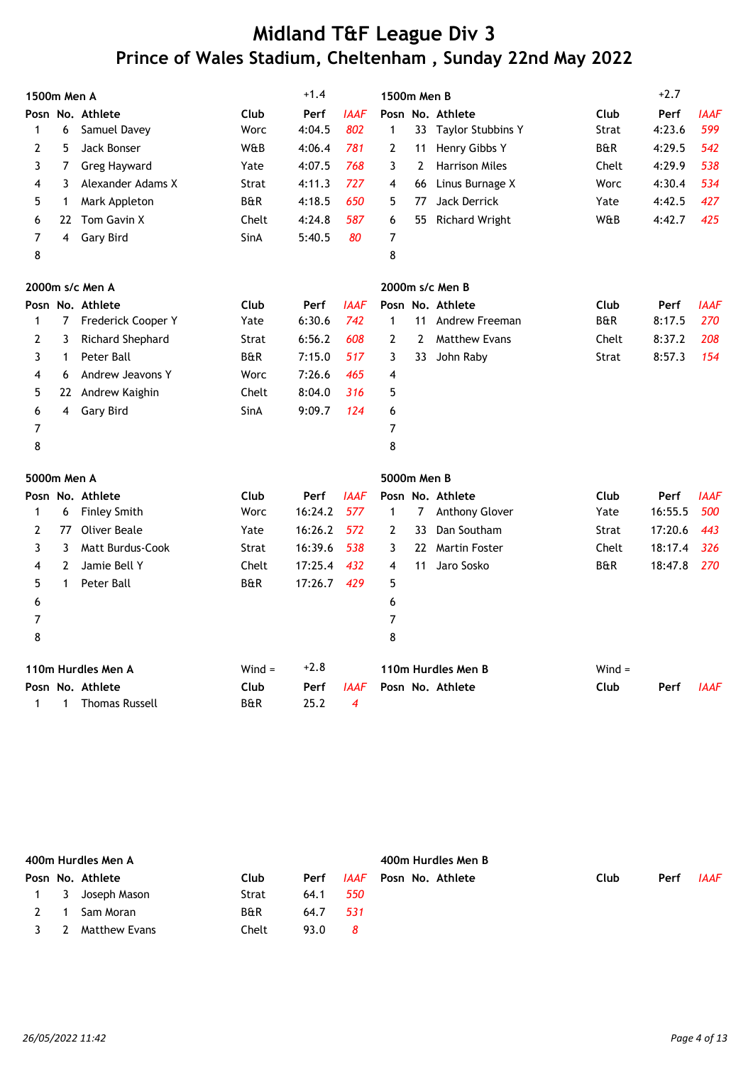# Midland T&F League Div 3
# Prince of Wales Stadium, Cheltenham , Sunday 22nd May 2022

### 1500m Men A

+1.4

| Posn | No. | Athlete | Club | Perf | IAAF |
|---|---|---|---|---|---|
| 1 | 6 | Samuel Davey | Worc | 4:04.5 | 802 |
| 2 | 5 | Jack Bonser | W&B | 4:06.4 | 781 |
| 3 | 7 | Greg Hayward | Yate | 4:07.5 | 768 |
| 4 | 3 | Alexander Adams X | Strat | 4:11.3 | 727 |
| 5 | 1 | Mark Appleton | B&R | 4:18.5 | 650 |
| 6 | 22 | Tom Gavin X | Chelt | 4:24.8 | 587 |
| 7 | 4 | Gary Bird | SinA | 5:40.5 | 80 |
| 8 | | | | | |

### 1500m Men B

+2.7

| Posn | No. | Athlete | Club | Perf | IAAF |
|---|---|---|---|---|---|
| 1 | 33 | Taylor Stubbins Y | Strat | 4:23.6 | 599 |
| 2 | 11 | Henry Gibbs Y | B&R | 4:29.5 | 542 |
| 3 | 2 | Harrison Miles | Chelt | 4:29.9 | 538 |
| 4 | 66 | Linus Burnage X | Worc | 4:30.4 | 534 |
| 5 | 77 | Jack Derrick | Yate | 4:42.5 | 427 |
| 6 | 55 | Richard Wright | W&B | 4:42.7 | 425 |
| 7 | | | | | |
| 8 | | | | | |

### 2000m s/c Men A

| Posn | No. | Athlete | Club | Perf | IAAF |
|---|---|---|---|---|---|
| 1 | 7 | Frederick Cooper Y | Yate | 6:30.6 | 742 |
| 2 | 3 | Richard Shephard | Strat | 6:56.2 | 608 |
| 3 | 1 | Peter Ball | B&R | 7:15.0 | 517 |
| 4 | 6 | Andrew Jeavons Y | Worc | 7:26.6 | 465 |
| 5 | 22 | Andrew Kaighin | Chelt | 8:04.0 | 316 |
| 6 | 4 | Gary Bird | SinA | 9:09.7 | 124 |
| 7 | | | | | |
| 8 | | | | | |

### 2000m s/c Men B

| Posn | No. | Athlete | Club | Perf | IAAF |
|---|---|---|---|---|---|
| 1 | 11 | Andrew Freeman | B&R | 8:17.5 | 270 |
| 2 | 2 | Matthew Evans | Chelt | 8:37.2 | 208 |
| 3 | 33 | John Raby | Strat | 8:57.3 | 154 |
| 4 | | | | | |
| 5 | | | | | |
| 6 | | | | | |
| 7 | | | | | |
| 8 | | | | | |

### 5000m Men A

| Posn | No. | Athlete | Club | Perf | IAAF |
|---|---|---|---|---|---|
| 1 | 6 | Finley Smith | Worc | 16:24.2 | 577 |
| 2 | 77 | Oliver Beale | Yate | 16:26.2 | 572 |
| 3 | 3 | Matt Burdus-Cook | Strat | 16:39.6 | 538 |
| 4 | 2 | Jamie Bell Y | Chelt | 17:25.4 | 432 |
| 5 | 1 | Peter Ball | B&R | 17:26.7 | 429 |
| 6 | | | | | |
| 7 | | | | | |
| 8 | | | | | |

### 5000m Men B

| Posn | No. | Athlete | Club | Perf | IAAF |
|---|---|---|---|---|---|
| 1 | 7 | Anthony Glover | Yate | 16:55.5 | 500 |
| 2 | 33 | Dan Southam | Strat | 17:20.6 | 443 |
| 3 | 22 | Martin Foster | Chelt | 18:17.4 | 326 |
| 4 | 11 | Jaro Sosko | B&R | 18:47.8 | 270 |
| 5 | | | | | |
| 6 | | | | | |
| 7 | | | | | |
| 8 | | | | | |

### 110m Hurdles Men A

Wind = +2.8

| Posn | No. | Athlete | Club | Perf | IAAF |
|---|---|---|---|---|---|
| 1 | 1 | Thomas Russell | B&R | 25.2 | 4 |

### 110m Hurdles Men B

Wind =

| Posn | No. | Athlete | Club | Perf | IAAF |
|---|---|---|---|---|---|

### 400m Hurdles Men A

| Posn | No. | Athlete | Club | Perf | IAAF |
|---|---|---|---|---|---|
| 1 | 3 | Joseph Mason | Strat | 64.1 | 550 |
| 2 | 1 | Sam Moran | B&R | 64.7 | 531 |
| 3 | 2 | Matthew Evans | Chelt | 93.0 | 8 |

### 400m Hurdles Men B

| Posn | No. | Athlete | Club | Perf | IAAF |
|---|---|---|---|---|---|

26/05/2022 11:42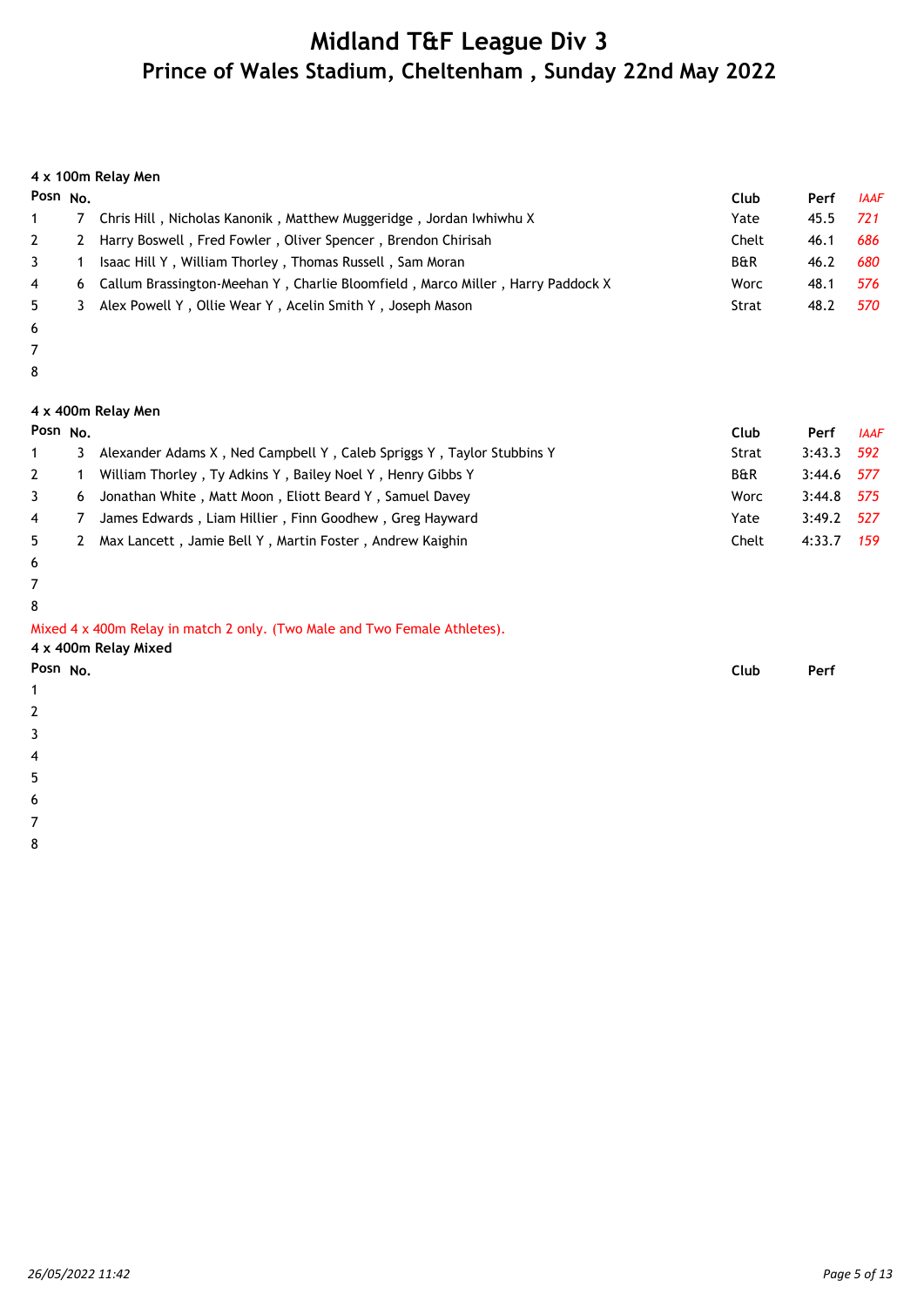# Midland T&F League Div 3
## Prince of Wales Stadium, Cheltenham , Sunday 22nd May 2022

**4 x 100m Relay Men**

| Posn | No. | | Club | Perf | *IAAF* |
|---|---|---|---|---|---|
| 1 | 7 | Chris Hill , Nicholas Kanonik , Matthew Muggeridge , Jordan Iwhiwhu X | Yate | 45.5 | *721* |
| 2 | 2 | Harry Boswell , Fred Fowler , Oliver Spencer , Brendon Chirisah | Chelt | 46.1 | *686* |
| 3 | 1 | Isaac Hill Y , William Thorley , Thomas Russell , Sam Moran | B&R | 46.2 | *680* |
| 4 | 6 | Callum Brassington-Meehan Y , Charlie Bloomfield , Marco Miller , Harry Paddock X | Worc | 48.1 | *576* |
| 5 | 3 | Alex Powell Y , Ollie Wear Y , Acelin Smith Y , Joseph Mason | Strat | 48.2 | *570* |
| 6 | | | | | |
| 7 | | | | | |
| 8 | | | | | |

**4 x 400m Relay Men**

| Posn | No. | | Club | Perf | *IAAF* |
|---|---|---|---|---|---|
| 1 | 3 | Alexander Adams X , Ned Campbell Y , Caleb Spriggs Y , Taylor Stubbins Y | Strat | 3:43.3 | *592* |
| 2 | 1 | William Thorley , Ty Adkins Y , Bailey Noel Y , Henry Gibbs Y | B&R | 3:44.6 | *577* |
| 3 | 6 | Jonathan White , Matt Moon , Eliott Beard Y , Samuel Davey | Worc | 3:44.8 | *575* |
| 4 | 7 | James Edwards , Liam Hillier , Finn Goodhew , Greg Hayward | Yate | 3:49.2 | *527* |
| 5 | 2 | Max Lancett , Jamie Bell Y , Martin Foster , Andrew Kaighin | Chelt | 4:33.7 | *159* |
| 6 | | | | | |
| 7 | | | | | |
| 8 | | | | | |

Mixed 4 x 400m Relay in match 2 only. (Two Male and Two Female Athletes).

**4 x 400m Relay Mixed**

| Posn | No. | Club | Perf |
|---|---|---|---|
| 1 | | | |
| 2 | | | |
| 3 | | | |
| 4 | | | |
| 5 | | | |
| 6 | | | |
| 7 | | | |
| 8 | | | |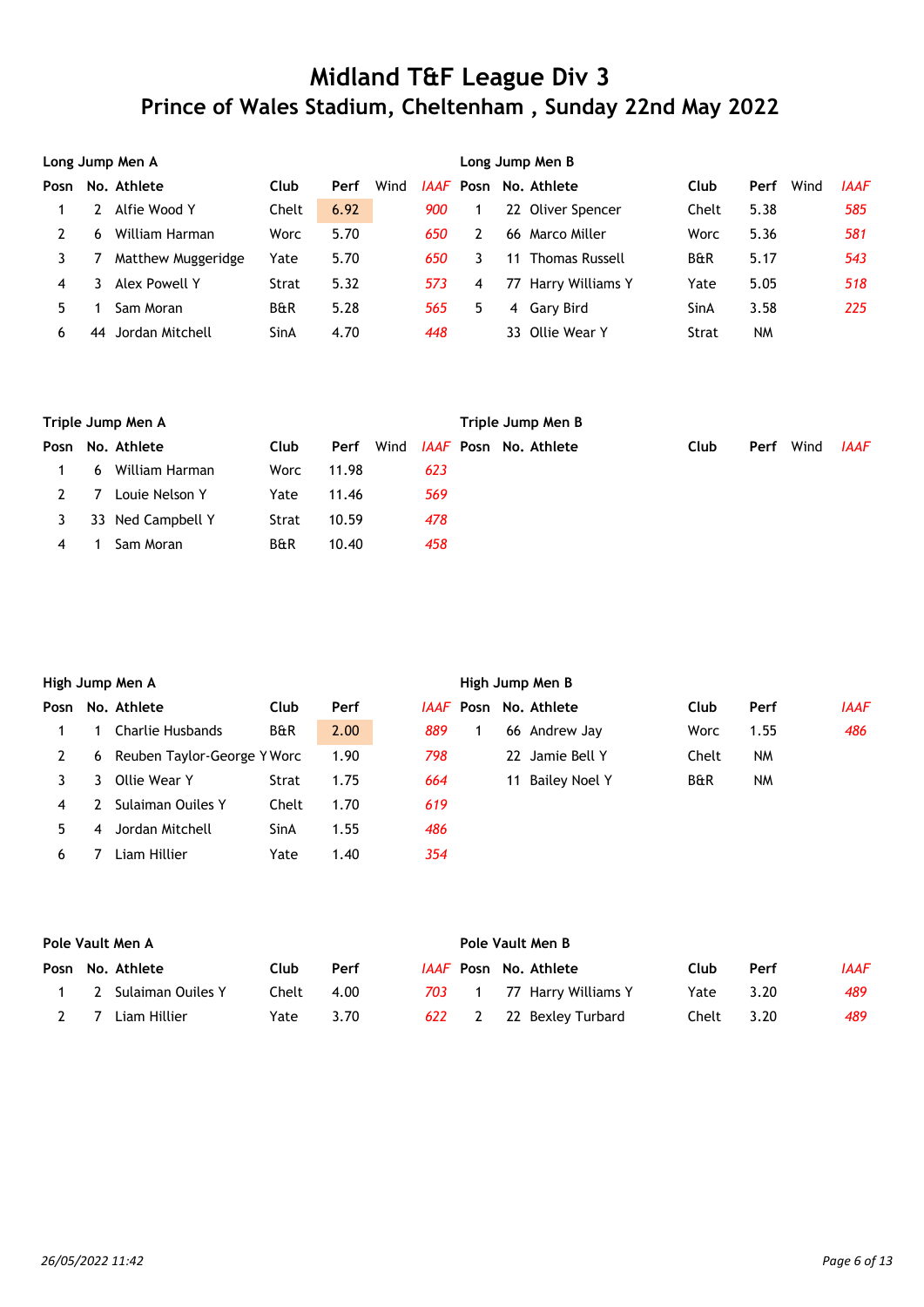# Midland T&F League Div 3

## Prince of Wales Stadium, Cheltenham , Sunday 22nd May 2022

### Long Jump Men A

| Posn | No. | Athlete | Club | Perf | Wind | IAAF |
|---|---|---|---|---|---|---|
| 1 | 2 | Alfie Wood Y | Chelt | 6.92 | | 900 |
| 2 | 6 | William Harman | Worc | 5.70 | | 650 |
| 3 | 7 | Matthew Muggeridge | Yate | 5.70 | | 650 |
| 4 | 3 | Alex Powell Y | Strat | 5.32 | | 573 |
| 5 | 1 | Sam Moran | B&R | 5.28 | | 565 |
| 6 | 44 | Jordan Mitchell | SinA | 4.70 | | 448 |

### Long Jump Men B

| Posn | No. | Athlete | Club | Perf | Wind | IAAF |
|---|---|---|---|---|---|---|
| 1 | 22 | Oliver Spencer | Chelt | 5.38 | | 585 |
| 2 | 66 | Marco Miller | Worc | 5.36 | | 581 |
| 3 | 11 | Thomas Russell | B&R | 5.17 | | 543 |
| 4 | 77 | Harry Williams Y | Yate | 5.05 | | 518 |
| 5 | 4 | Gary Bird | SinA | 3.58 | | 225 |
| | 33 | Ollie Wear Y | Strat | NM | | |

### Triple Jump Men A

| Posn | No. | Athlete | Club | Perf | Wind | IAAF |
|---|---|---|---|---|---|---|
| 1 | 6 | William Harman | Worc | 11.98 | | 623 |
| 2 | 7 | Louie Nelson Y | Yate | 11.46 | | 569 |
| 3 | 33 | Ned Campbell Y | Strat | 10.59 | | 478 |
| 4 | 1 | Sam Moran | B&R | 10.40 | | 458 |

### Triple Jump Men B

| Posn | No. | Athlete | Club | Perf | Wind | IAAF |
|---|---|---|---|---|---|---|

### High Jump Men A

| Posn | No. | Athlete | Club | Perf | IAAF |
|---|---|---|---|---|---|
| 1 | 1 | Charlie Husbands | B&R | 2.00 | 889 |
| 2 | 6 | Reuben Taylor-George Y | Worc | 1.90 | 798 |
| 3 | 3 | Ollie Wear Y | Strat | 1.75 | 664 |
| 4 | 2 | Sulaiman Ouiles Y | Chelt | 1.70 | 619 |
| 5 | 4 | Jordan Mitchell | SinA | 1.55 | 486 |
| 6 | 7 | Liam Hillier | Yate | 1.40 | 354 |

### High Jump Men B

| Posn | No. | Athlete | Club | Perf | IAAF |
|---|---|---|---|---|---|
| 1 | 66 | Andrew Jay | Worc | 1.55 | 486 |
| | 22 | Jamie Bell Y | Chelt | NM | |
| | 11 | Bailey Noel Y | B&R | NM | |

### Pole Vault Men A

| Posn | No. | Athlete | Club | Perf | IAAF |
|---|---|---|---|---|---|
| 1 | 2 | Sulaiman Ouiles Y | Chelt | 4.00 | 703 |
| 2 | 7 | Liam Hillier | Yate | 3.70 | 622 |

### Pole Vault Men B

| Posn | No. | Athlete | Club | Perf | IAAF |
|---|---|---|---|---|---|
| 1 | 77 | Harry Williams Y | Yate | 3.20 | 489 |
| 2 | 22 | Bexley Turbard | Chelt | 3.20 | 489 |

*26/05/2022 11:42*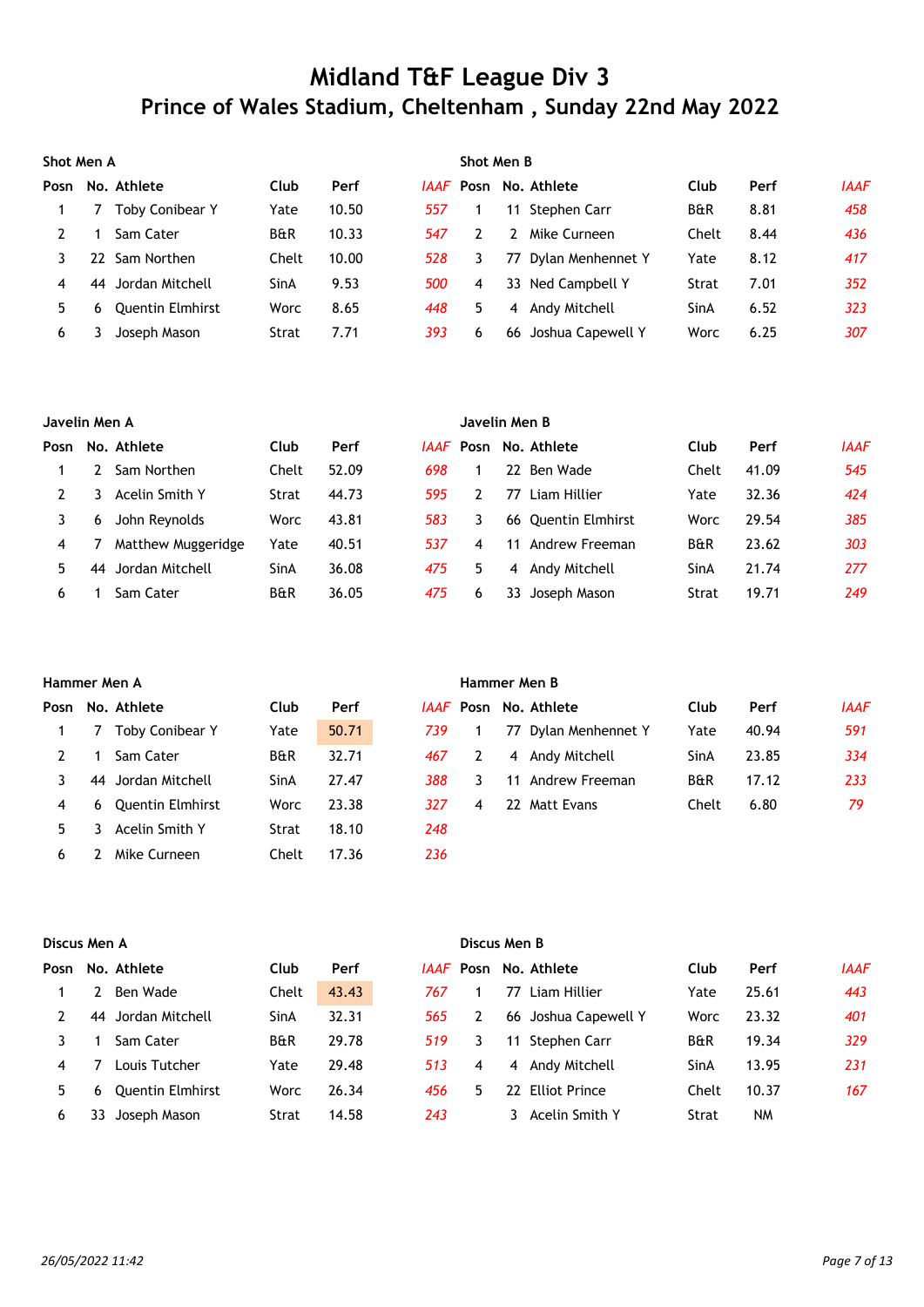# Midland T&F League Div 3
## Prince of Wales Stadium, Cheltenham , Sunday 22nd May 2022

### Shot Men A

| Posn | No. | Athlete | Club | Perf | IAAF |
|---|---|---|---|---|---|
| 1 | 7 | Toby Conibear Y | Yate | 10.50 | 557 |
| 2 | 1 | Sam Cater | B&R | 10.33 | 547 |
| 3 | 22 | Sam Northen | Chelt | 10.00 | 528 |
| 4 | 44 | Jordan Mitchell | SinA | 9.53 | 500 |
| 5 | 6 | Quentin Elmhirst | Worc | 8.65 | 448 |
| 6 | 3 | Joseph Mason | Strat | 7.71 | 393 |

### Shot Men B

| Posn | No. | Athlete | Club | Perf | IAAF |
|---|---|---|---|---|---|
| 1 | 11 | Stephen Carr | B&R | 8.81 | 458 |
| 2 | 2 | Mike Curneen | Chelt | 8.44 | 436 |
| 3 | 77 | Dylan Menhennet Y | Yate | 8.12 | 417 |
| 4 | 33 | Ned Campbell Y | Strat | 7.01 | 352 |
| 5 | 4 | Andy Mitchell | SinA | 6.52 | 323 |
| 6 | 66 | Joshua Capewell Y | Worc | 6.25 | 307 |

### Javelin Men A

| Posn | No. | Athlete | Club | Perf | IAAF |
|---|---|---|---|---|---|
| 1 | 2 | Sam Northen | Chelt | 52.09 | 698 |
| 2 | 3 | Acelin Smith Y | Strat | 44.73 | 595 |
| 3 | 6 | John Reynolds | Worc | 43.81 | 583 |
| 4 | 7 | Matthew Muggeridge | Yate | 40.51 | 537 |
| 5 | 44 | Jordan Mitchell | SinA | 36.08 | 475 |
| 6 | 1 | Sam Cater | B&R | 36.05 | 475 |

### Javelin Men B

| Posn | No. | Athlete | Club | Perf | IAAF |
|---|---|---|---|---|---|
| 1 | 22 | Ben Wade | Chelt | 41.09 | 545 |
| 2 | 77 | Liam Hillier | Yate | 32.36 | 424 |
| 3 | 66 | Quentin Elmhirst | Worc | 29.54 | 385 |
| 4 | 11 | Andrew Freeman | B&R | 23.62 | 303 |
| 5 | 4 | Andy Mitchell | SinA | 21.74 | 277 |
| 6 | 33 | Joseph Mason | Strat | 19.71 | 249 |

### Hammer Men A

| Posn | No. | Athlete | Club | Perf | IAAF |
|---|---|---|---|---|---|
| 1 | 7 | Toby Conibear Y | Yate | 50.71 | 739 |
| 2 | 1 | Sam Cater | B&R | 32.71 | 467 |
| 3 | 44 | Jordan Mitchell | SinA | 27.47 | 388 |
| 4 | 6 | Quentin Elmhirst | Worc | 23.38 | 327 |
| 5 | 3 | Acelin Smith Y | Strat | 18.10 | 248 |
| 6 | 2 | Mike Curneen | Chelt | 17.36 | 236 |

### Hammer Men B

| Posn | No. | Athlete | Club | Perf | IAAF |
|---|---|---|---|---|---|
| 1 | 77 | Dylan Menhennet Y | Yate | 40.94 | 591 |
| 2 | 4 | Andy Mitchell | SinA | 23.85 | 334 |
| 3 | 11 | Andrew Freeman | B&R | 17.12 | 233 |
| 4 | 22 | Matt Evans | Chelt | 6.80 | 79 |

### Discus Men A

| Posn | No. | Athlete | Club | Perf | IAAF |
|---|---|---|---|---|---|
| 1 | 2 | Ben Wade | Chelt | 43.43 | 767 |
| 2 | 44 | Jordan Mitchell | SinA | 32.31 | 565 |
| 3 | 1 | Sam Cater | B&R | 29.78 | 519 |
| 4 | 7 | Louis Tutcher | Yate | 29.48 | 513 |
| 5 | 6 | Quentin Elmhirst | Worc | 26.34 | 456 |
| 6 | 33 | Joseph Mason | Strat | 14.58 | 243 |

### Discus Men B

| Posn | No. | Athlete | Club | Perf | IAAF |
|---|---|---|---|---|---|
| 1 | 77 | Liam Hillier | Yate | 25.61 | 443 |
| 2 | 66 | Joshua Capewell Y | Worc | 23.32 | 401 |
| 3 | 11 | Stephen Carr | B&R | 19.34 | 329 |
| 4 | 4 | Andy Mitchell | SinA | 13.95 | 231 |
| 5 | 22 | Elliot Prince | Chelt | 10.37 | 167 |
| | 3 | Acelin Smith Y | Strat | NM | |

*26/05/2022 11:42*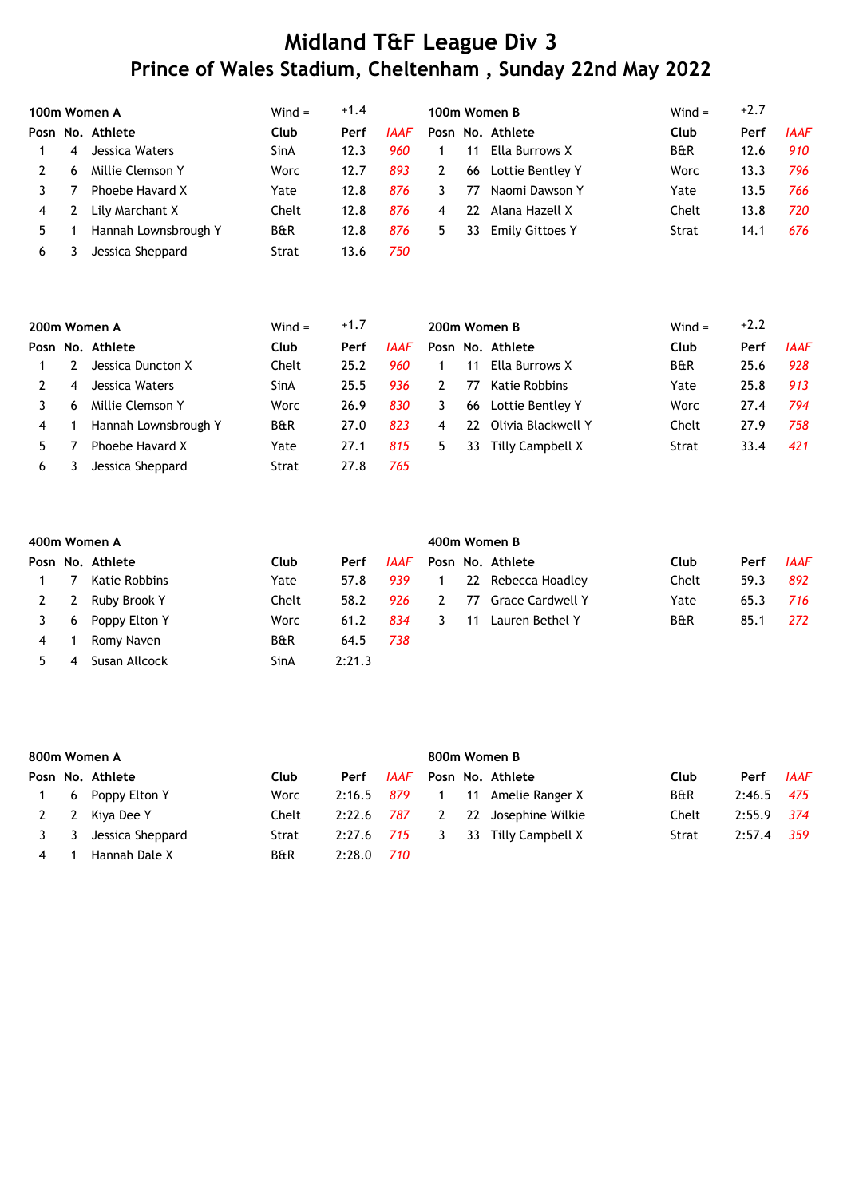# Midland T&F League Div 3
## Prince of Wales Stadium, Cheltenham , Sunday 22nd May 2022

### 100m Women A

Wind = +1.4

| Posn | No. | Athlete | Club | Perf | IAAF |
|---|---|---|---|---|---|
| 1 | 4 | Jessica Waters | SinA | 12.3 | 960 |
| 2 | 6 | Millie Clemson Y | Worc | 12.7 | 893 |
| 3 | 7 | Phoebe Havard X | Yate | 12.8 | 876 |
| 4 | 2 | Lily Marchant X | Chelt | 12.8 | 876 |
| 5 | 1 | Hannah Lownsbrough Y | B&R | 12.8 | 876 |
| 6 | 3 | Jessica Sheppard | Strat | 13.6 | 750 |

### 100m Women B

Wind = +2.7

| Posn | No. | Athlete | Club | Perf | IAAF |
|---|---|---|---|---|---|
| 1 | 11 | Ella Burrows X | B&R | 12.6 | 910 |
| 2 | 66 | Lottie Bentley Y | Worc | 13.3 | 796 |
| 3 | 77 | Naomi Dawson Y | Yate | 13.5 | 766 |
| 4 | 22 | Alana Hazell X | Chelt | 13.8 | 720 |
| 5 | 33 | Emily Gittoes Y | Strat | 14.1 | 676 |

### 200m Women A

Wind = +1.7

| Posn | No. | Athlete | Club | Perf | IAAF |
|---|---|---|---|---|---|
| 1 | 2 | Jessica Duncton X | Chelt | 25.2 | 960 |
| 2 | 4 | Jessica Waters | SinA | 25.5 | 936 |
| 3 | 6 | Millie Clemson Y | Worc | 26.9 | 830 |
| 4 | 1 | Hannah Lownsbrough Y | B&R | 27.0 | 823 |
| 5 | 7 | Phoebe Havard X | Yate | 27.1 | 815 |
| 6 | 3 | Jessica Sheppard | Strat | 27.8 | 765 |

### 200m Women B

Wind = +2.2

| Posn | No. | Athlete | Club | Perf | IAAF |
|---|---|---|---|---|---|
| 1 | 11 | Ella Burrows X | B&R | 25.6 | 928 |
| 2 | 77 | Katie Robbins | Yate | 25.8 | 913 |
| 3 | 66 | Lottie Bentley Y | Worc | 27.4 | 794 |
| 4 | 22 | Olivia Blackwell Y | Chelt | 27.9 | 758 |
| 5 | 33 | Tilly Campbell X | Strat | 33.4 | 421 |

### 400m Women A

| Posn | No. | Athlete | Club | Perf | IAAF |
|---|---|---|---|---|---|
| 1 | 7 | Katie Robbins | Yate | 57.8 | 939 |
| 2 | 2 | Ruby Brook Y | Chelt | 58.2 | 926 |
| 3 | 6 | Poppy Elton Y | Worc | 61.2 | 834 |
| 4 | 1 | Romy Naven | B&R | 64.5 | 738 |
| 5 | 4 | Susan Allcock | SinA | 2:21.3 | |

### 400m Women B

| Posn | No. | Athlete | Club | Perf | IAAF |
|---|---|---|---|---|---|
| 1 | 22 | Rebecca Hoadley | Chelt | 59.3 | 892 |
| 2 | 77 | Grace Cardwell Y | Yate | 65.3 | 716 |
| 3 | 11 | Lauren Bethel Y | B&R | 85.1 | 272 |

### 800m Women A

| Posn | No. | Athlete | Club | Perf | IAAF |
|---|---|---|---|---|---|
| 1 | 6 | Poppy Elton Y | Worc | 2:16.5 | 879 |
| 2 | 2 | Kiya Dee Y | Chelt | 2:22.6 | 787 |
| 3 | 3 | Jessica Sheppard | Strat | 2:27.6 | 715 |
| 4 | 1 | Hannah Dale X | B&R | 2:28.0 | 710 |

### 800m Women B

| Posn | No. | Athlete | Club | Perf | IAAF |
|---|---|---|---|---|---|
| 1 | 11 | Amelie Ranger X | B&R | 2:46.5 | 475 |
| 2 | 22 | Josephine Wilkie | Chelt | 2:55.9 | 374 |
| 3 | 33 | Tilly Campbell X | Strat | 2:57.4 | 359 |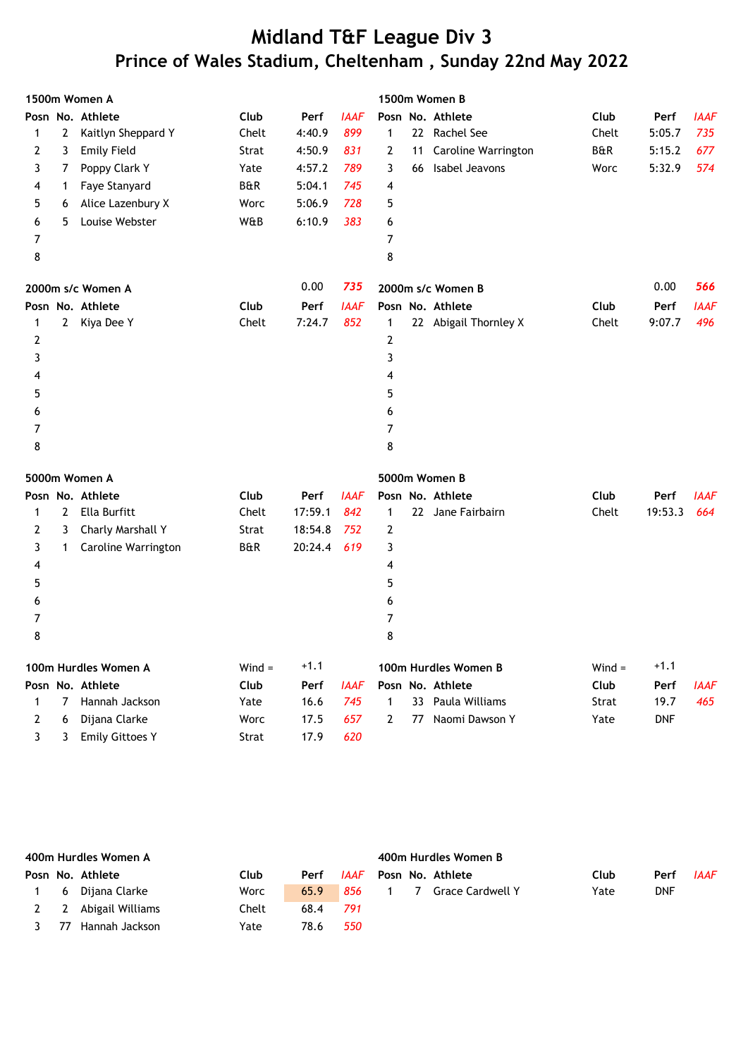# Midland T&F League Div 3
## Prince of Wales Stadium, Cheltenham , Sunday 22nd May 2022

### 1500m Women A

| Posn | No. | Athlete | Club | Perf | IAAF |
|---|---|---|---|---|---|
| 1 | 2 | Kaitlyn Sheppard Y | Chelt | 4:40.9 | 899 |
| 2 | 3 | Emily Field | Strat | 4:50.9 | 831 |
| 3 | 7 | Poppy Clark Y | Yate | 4:57.2 | 789 |
| 4 | 1 | Faye Stanyard | B&R | 5:04.1 | 745 |
| 5 | 6 | Alice Lazenbury X | Worc | 5:06.9 | 728 |
| 6 | 5 | Louise Webster | W&B | 6:10.9 | 383 |
| 7 | | | | | |
| 8 | | | | | |

### 1500m Women B

| Posn | No. | Athlete | Club | Perf | IAAF |
|---|---|---|---|---|---|
| 1 | 22 | Rachel See | Chelt | 5:05.7 | 735 |
| 2 | 11 | Caroline Warrington | B&R | 5:15.2 | 677 |
| 3 | 66 | Isabel Jeavons | Worc | 5:32.9 | 574 |
| 4 | | | | | |
| 5 | | | | | |
| 6 | | | | | |
| 7 | | | | | |
| 8 | | | | | |

### 2000m s/c Women A

0.00 735

| Posn | No. | Athlete | Club | Perf | IAAF |
|---|---|---|---|---|---|
| 1 | 2 | Kiya Dee Y | Chelt | 7:24.7 | 852 |
| 2 | | | | | |
| 3 | | | | | |
| 4 | | | | | |
| 5 | | | | | |
| 6 | | | | | |
| 7 | | | | | |
| 8 | | | | | |

### 2000m s/c Women B

0.00 566

| Posn | No. | Athlete | Club | Perf | IAAF |
|---|---|---|---|---|---|
| 1 | 22 | Abigail Thornley X | Chelt | 9:07.7 | 496 |
| 2 | | | | | |
| 3 | | | | | |
| 4 | | | | | |
| 5 | | | | | |
| 6 | | | | | |
| 7 | | | | | |
| 8 | | | | | |

### 5000m Women A

| Posn | No. | Athlete | Club | Perf | IAAF |
|---|---|---|---|---|---|
| 1 | 2 | Ella Burfitt | Chelt | 17:59.1 | 842 |
| 2 | 3 | Charly Marshall Y | Strat | 18:54.8 | 752 |
| 3 | 1 | Caroline Warrington | B&R | 20:24.4 | 619 |
| 4 | | | | | |
| 5 | | | | | |
| 6 | | | | | |
| 7 | | | | | |
| 8 | | | | | |

### 5000m Women B

| Posn | No. | Athlete | Club | Perf | IAAF |
|---|---|---|---|---|---|
| 1 | 22 | Jane Fairbairn | Chelt | 19:53.3 | 664 |
| 2 | | | | | |
| 3 | | | | | |
| 4 | | | | | |
| 5 | | | | | |
| 6 | | | | | |
| 7 | | | | | |
| 8 | | | | | |

### 100m Hurdles Women A

Wind = +1.1

| Posn | No. | Athlete | Club | Perf | IAAF |
|---|---|---|---|---|---|
| 1 | 7 | Hannah Jackson | Yate | 16.6 | 745 |
| 2 | 6 | Dijana Clarke | Worc | 17.5 | 657 |
| 3 | 3 | Emily Gittoes Y | Strat | 17.9 | 620 |

### 100m Hurdles Women B

Wind = +1.1

| Posn | No. | Athlete | Club | Perf | IAAF |
|---|---|---|---|---|---|
| 1 | 33 | Paula Williams | Strat | 19.7 | 465 |
| 2 | 77 | Naomi Dawson Y | Yate | DNF | |

### 400m Hurdles Women A

| Posn | No. | Athlete | Club | Perf | IAAF |
|---|---|---|---|---|---|
| 1 | 6 | Dijana Clarke | Worc | 65.9 | 856 |
| 2 | 2 | Abigail Williams | Chelt | 68.4 | 791 |
| 3 | 77 | Hannah Jackson | Yate | 78.6 | 550 |

### 400m Hurdles Women B

| Posn | No. | Athlete | Club | Perf | IAAF |
|---|---|---|---|---|---|
| 1 | 7 | Grace Cardwell Y | Yate | DNF | |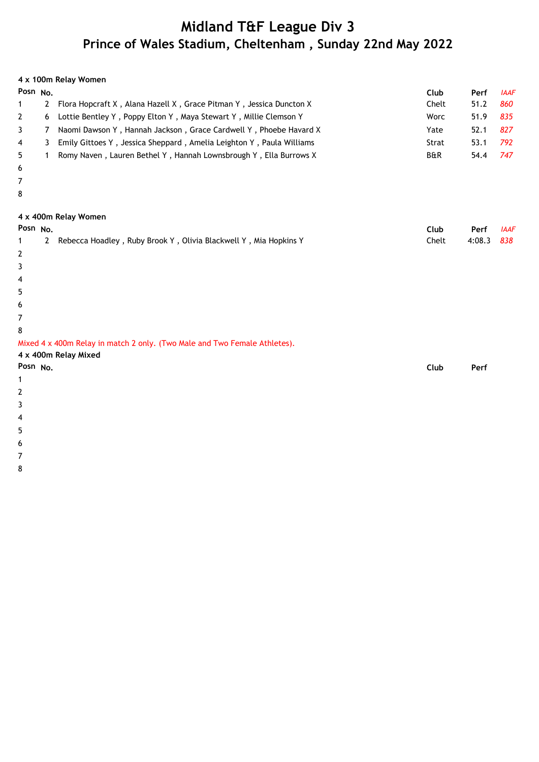# Midland T&F League Div 3
## Prince of Wales Stadium, Cheltenham , Sunday 22nd May 2022

**4 x 100m Relay Women**

| Posn | No. | | Club | Perf | *IAAF* |
|---|---|---|---|---|---|
| 1 | 2 | Flora Hopcraft X , Alana Hazell X , Grace Pitman Y , Jessica Duncton X | Chelt | 51.2 | *860* |
| 2 | 6 | Lottie Bentley Y , Poppy Elton Y , Maya Stewart Y , Millie Clemson Y | Worc | 51.9 | *835* |
| 3 | 7 | Naomi Dawson Y , Hannah Jackson , Grace Cardwell Y , Phoebe Havard X | Yate | 52.1 | *827* |
| 4 | 3 | Emily Gittoes Y , Jessica Sheppard , Amelia Leighton Y , Paula Williams | Strat | 53.1 | *792* |
| 5 | 1 | Romy Naven , Lauren Bethel Y , Hannah Lownsbrough Y , Ella Burrows X | B&R | 54.4 | *747* |
| 6 | | | | | |
| 7 | | | | | |
| 8 | | | | | |

**4 x 400m Relay Women**

| Posn | No. | | Club | Perf | *IAAF* |
|---|---|---|---|---|---|
| 1 | 2 | Rebecca Hoadley , Ruby Brook Y , Olivia Blackwell Y , Mia Hopkins Y | Chelt | 4:08.3 | *838* |
| 2 | | | | | |
| 3 | | | | | |
| 4 | | | | | |
| 5 | | | | | |
| 6 | | | | | |
| 7 | | | | | |
| 8 | | | | | |

Mixed 4 x 400m Relay in match 2 only. (Two Male and Two Female Athletes).

**4 x 400m Relay Mixed**

| Posn | No. | | Club | Perf |
|---|---|---|---|---|
| 1 | | | | |
| 2 | | | | |
| 3 | | | | |
| 4 | | | | |
| 5 | | | | |
| 6 | | | | |
| 7 | | | | |
| 8 | | | | |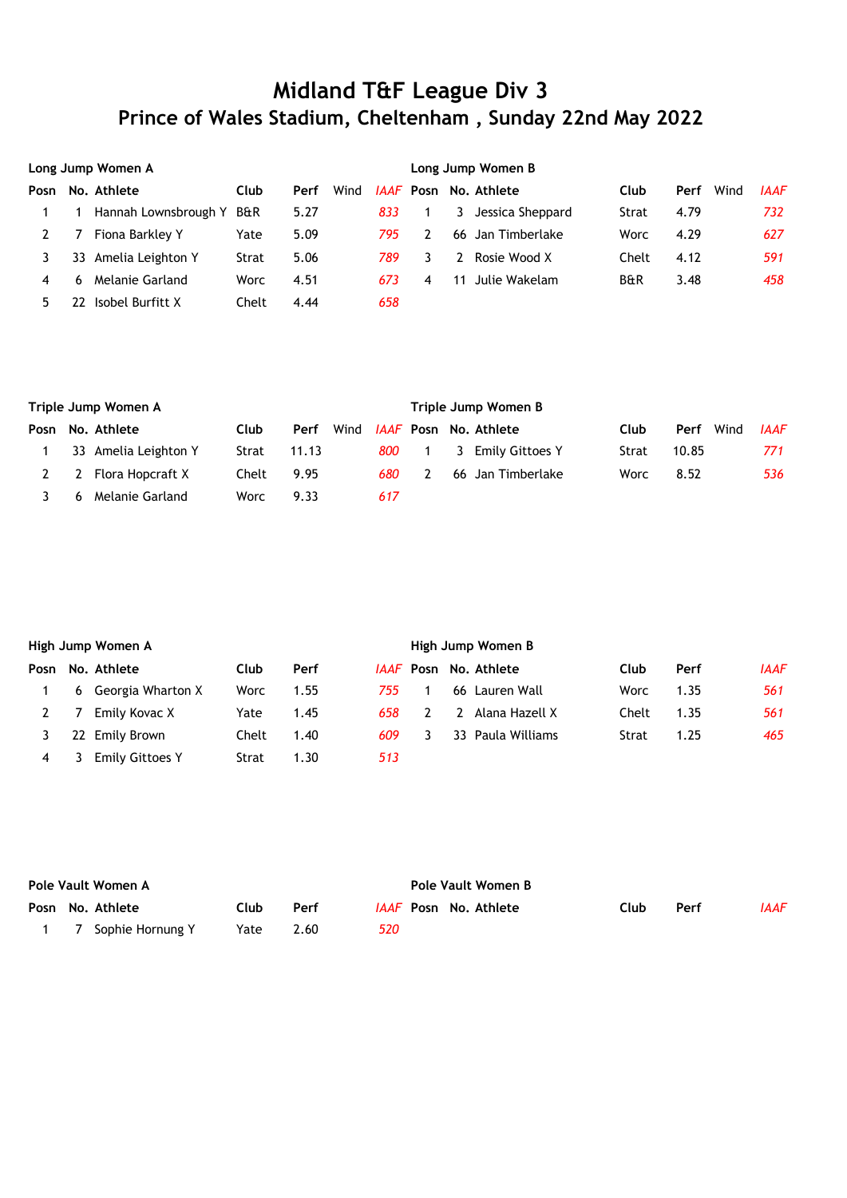# Midland T&F League Div 3

## Prince of Wales Stadium, Cheltenham , Sunday 22nd May 2022

### Long Jump Women A

| Posn | No. | Athlete | Club | Perf | Wind | IAAF |
|---|---|---|---|---|---|---|
| 1 | 1 | Hannah Lownsbrough Y | B&R | 5.27 | | 833 |
| 2 | 7 | Fiona Barkley Y | Yate | 5.09 | | 795 |
| 3 | 33 | Amelia Leighton Y | Strat | 5.06 | | 789 |
| 4 | 6 | Melanie Garland | Worc | 4.51 | | 673 |
| 5 | 22 | Isobel Burfitt X | Chelt | 4.44 | | 658 |

### Long Jump Women B

| Posn | No. | Athlete | Club | Perf | Wind | IAAF |
|---|---|---|---|---|---|---|
| 1 | 3 | Jessica Sheppard | Strat | 4.79 | | 732 |
| 2 | 66 | Jan Timberlake | Worc | 4.29 | | 627 |
| 3 | 2 | Rosie Wood X | Chelt | 4.12 | | 591 |
| 4 | 11 | Julie Wakelam | B&R | 3.48 | | 458 |

### Triple Jump Women A

| Posn | No. | Athlete | Club | Perf | Wind | IAAF |
|---|---|---|---|---|---|---|
| 1 | 33 | Amelia Leighton Y | Strat | 11.13 | | 800 |
| 2 | 2 | Flora Hopcraft X | Chelt | 9.95 | | 680 |
| 3 | 6 | Melanie Garland | Worc | 9.33 | | 617 |

### Triple Jump Women B

| Posn | No. | Athlete | Club | Perf | Wind | IAAF |
|---|---|---|---|---|---|---|
| 1 | 3 | Emily Gittoes Y | Strat | 10.85 | | 771 |
| 2 | 66 | Jan Timberlake | Worc | 8.52 | | 536 |

### High Jump Women A

| Posn | No. | Athlete | Club | Perf | IAAF |
|---|---|---|---|---|---|
| 1 | 6 | Georgia Wharton X | Worc | 1.55 | 755 |
| 2 | 7 | Emily Kovac X | Yate | 1.45 | 658 |
| 3 | 22 | Emily Brown | Chelt | 1.40 | 609 |
| 4 | 3 | Emily Gittoes Y | Strat | 1.30 | 513 |

### High Jump Women B

| Posn | No. | Athlete | Club | Perf | IAAF |
|---|---|---|---|---|---|
| 1 | 66 | Lauren Wall | Worc | 1.35 | 561 |
| 2 | 2 | Alana Hazell X | Chelt | 1.35 | 561 |
| 3 | 33 | Paula Williams | Strat | 1.25 | 465 |

### Pole Vault Women A

| Posn | No. | Athlete | Club | Perf | IAAF |
|---|---|---|---|---|---|
| 1 | 7 | Sophie Hornung Y | Yate | 2.60 | 520 |

### Pole Vault Women B

| Posn | No. | Athlete | Club | Perf | IAAF |
|---|---|---|---|---|---|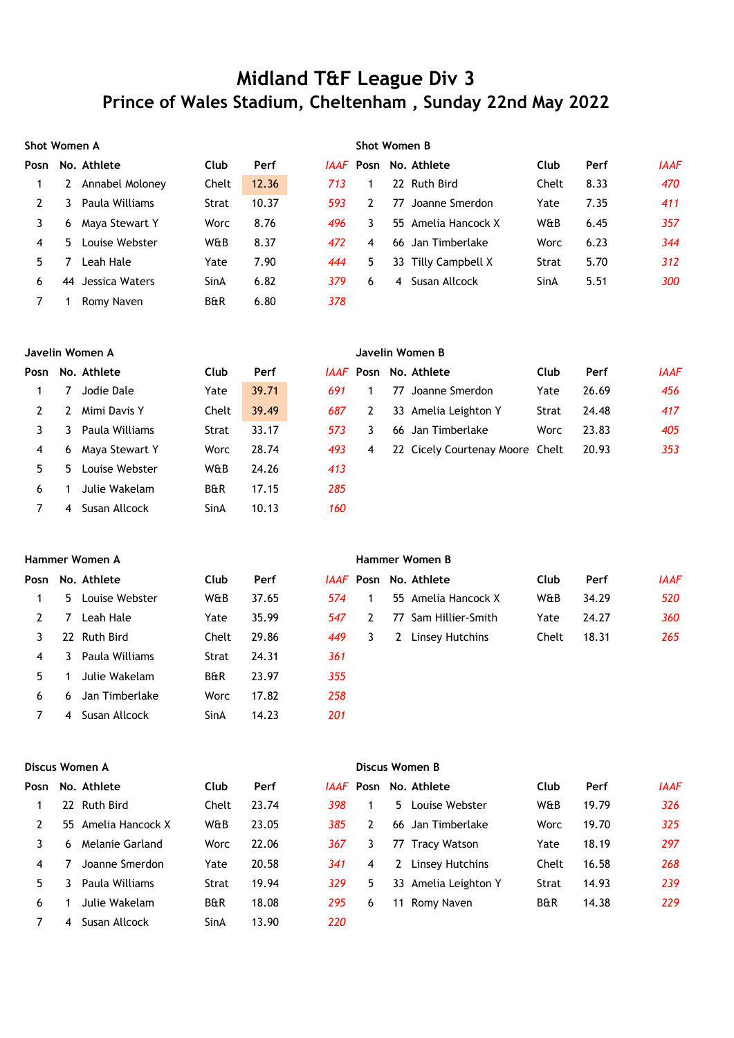# Midland T&F League Div 3

## Prince of Wales Stadium, Cheltenham , Sunday 22nd May 2022

### Shot Women A

| Posn | No. | Athlete | Club | Perf | IAAF |
|---|---|---|---|---|---|
| 1 | 2 | Annabel Moloney | Chelt | 12.36 | 713 |
| 2 | 3 | Paula Williams | Strat | 10.37 | 593 |
| 3 | 6 | Maya Stewart Y | Worc | 8.76 | 496 |
| 4 | 5 | Louise Webster | W&B | 8.37 | 472 |
| 5 | 7 | Leah Hale | Yate | 7.90 | 444 |
| 6 | 44 | Jessica Waters | SinA | 6.82 | 379 |
| 7 | 1 | Romy Naven | B&R | 6.80 | 378 |

### Shot Women B

| Posn | No. | Athlete | Club | Perf | IAAF |
|---|---|---|---|---|---|
| 1 | 22 | Ruth Bird | Chelt | 8.33 | 470 |
| 2 | 77 | Joanne Smerdon | Yate | 7.35 | 411 |
| 3 | 55 | Amelia Hancock X | W&B | 6.45 | 357 |
| 4 | 66 | Jan Timberlake | Worc | 6.23 | 344 |
| 5 | 33 | Tilly Campbell X | Strat | 5.70 | 312 |
| 6 | 4 | Susan Allcock | SinA | 5.51 | 300 |

### Javelin Women A

| Posn | No. | Athlete | Club | Perf | IAAF |
|---|---|---|---|---|---|
| 1 | 7 | Jodie Dale | Yate | 39.71 | 691 |
| 2 | 2 | Mimi Davis Y | Chelt | 39.49 | 687 |
| 3 | 3 | Paula Williams | Strat | 33.17 | 573 |
| 4 | 6 | Maya Stewart Y | Worc | 28.74 | 493 |
| 5 | 5 | Louise Webster | W&B | 24.26 | 413 |
| 6 | 1 | Julie Wakelam | B&R | 17.15 | 285 |
| 7 | 4 | Susan Allcock | SinA | 10.13 | 160 |

### Javelin Women B

| Posn | No. | Athlete | Club | Perf | IAAF |
|---|---|---|---|---|---|
| 1 | 77 | Joanne Smerdon | Yate | 26.69 | 456 |
| 2 | 33 | Amelia Leighton Y | Strat | 24.48 | 417 |
| 3 | 66 | Jan Timberlake | Worc | 23.83 | 405 |
| 4 | 22 | Cicely Courtenay Moore | Chelt | 20.93 | 353 |

### Hammer Women A

| Posn | No. | Athlete | Club | Perf | IAAF |
|---|---|---|---|---|---|
| 1 | 5 | Louise Webster | W&B | 37.65 | 574 |
| 2 | 7 | Leah Hale | Yate | 35.99 | 547 |
| 3 | 22 | Ruth Bird | Chelt | 29.86 | 449 |
| 4 | 3 | Paula Williams | Strat | 24.31 | 361 |
| 5 | 1 | Julie Wakelam | B&R | 23.97 | 355 |
| 6 | 6 | Jan Timberlake | Worc | 17.82 | 258 |
| 7 | 4 | Susan Allcock | SinA | 14.23 | 201 |

### Hammer Women B

| Posn | No. | Athlete | Club | Perf | IAAF |
|---|---|---|---|---|---|
| 1 | 55 | Amelia Hancock X | W&B | 34.29 | 520 |
| 2 | 77 | Sam Hillier-Smith | Yate | 24.27 | 360 |
| 3 | 2 | Linsey Hutchins | Chelt | 18.31 | 265 |

### Discus Women A

| Posn | No. | Athlete | Club | Perf | IAAF |
|---|---|---|---|---|---|
| 1 | 22 | Ruth Bird | Chelt | 23.74 | 398 |
| 2 | 55 | Amelia Hancock X | W&B | 23.05 | 385 |
| 3 | 6 | Melanie Garland | Worc | 22.06 | 367 |
| 4 | 7 | Joanne Smerdon | Yate | 20.58 | 341 |
| 5 | 3 | Paula Williams | Strat | 19.94 | 329 |
| 6 | 1 | Julie Wakelam | B&R | 18.08 | 295 |
| 7 | 4 | Susan Allcock | SinA | 13.90 | 220 |

### Discus Women B

| Posn | No. | Athlete | Club | Perf | IAAF |
|---|---|---|---|---|---|
| 1 | 5 | Louise Webster | W&B | 19.79 | 326 |
| 2 | 66 | Jan Timberlake | Worc | 19.70 | 325 |
| 3 | 77 | Tracy Watson | Yate | 18.19 | 297 |
| 4 | 2 | Linsey Hutchins | Chelt | 16.58 | 268 |
| 5 | 33 | Amelia Leighton Y | Strat | 14.93 | 239 |
| 6 | 11 | Romy Naven | B&R | 14.38 | 229 |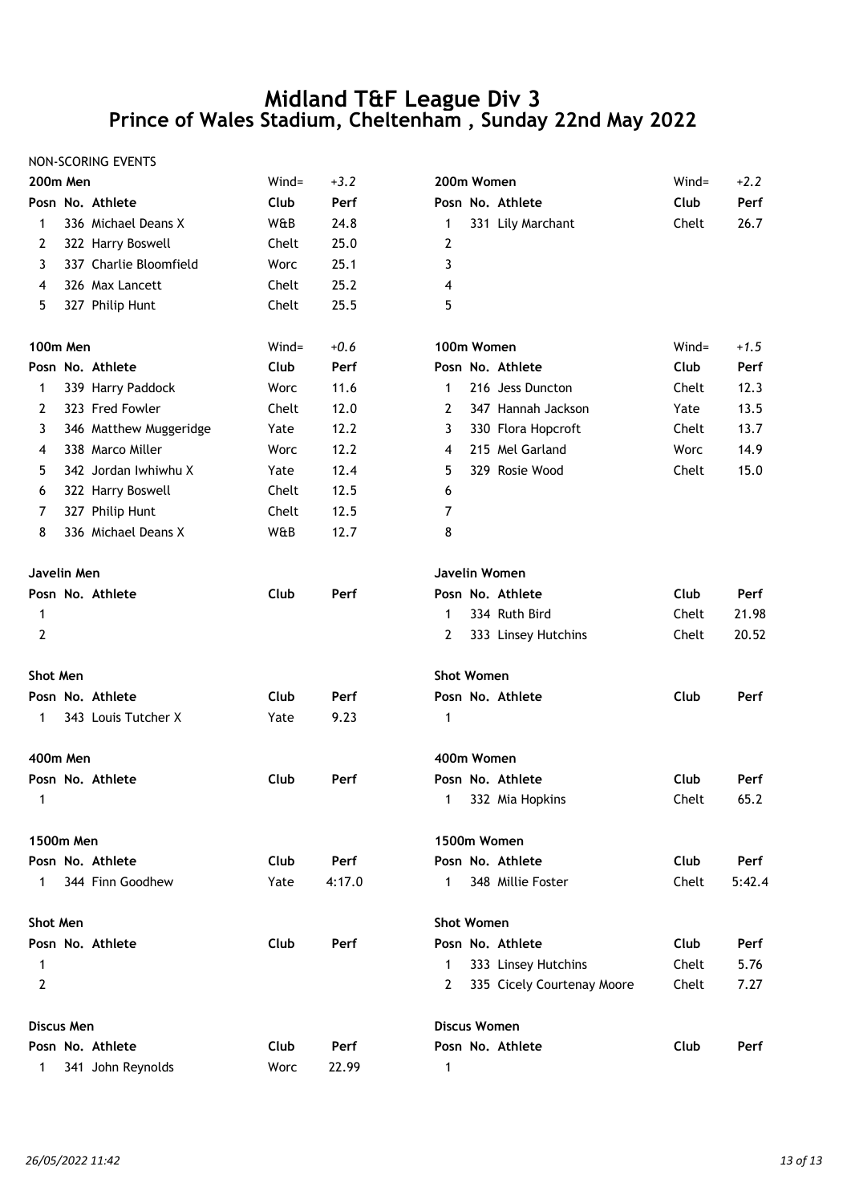# Midland T&F League Div 3
## Prince of Wales Stadium, Cheltenham , Sunday 22nd May 2022

NON-SCORING EVENTS

**200m Men** Wind= *+3.2*

| Posn | No. | Athlete | Club | Perf |
|---|---|---|---|---|
| 1 | 336 | Michael Deans X | W&B | 24.8 |
| 2 | 322 | Harry Boswell | Chelt | 25.0 |
| 3 | 337 | Charlie Bloomfield | Worc | 25.1 |
| 4 | 326 | Max Lancett | Chelt | 25.2 |
| 5 | 327 | Philip Hunt | Chelt | 25.5 |

**200m Women** Wind= *+2.2*

| Posn | No. | Athlete | Club | Perf |
|---|---|---|---|---|
| 1 | 331 | Lily Marchant | Chelt | 26.7 |
| 2 | | | | |
| 3 | | | | |
| 4 | | | | |
| 5 | | | | |

**100m Men** Wind= *+0.6*

| Posn | No. | Athlete | Club | Perf |
|---|---|---|---|---|
| 1 | 339 | Harry Paddock | Worc | 11.6 |
| 2 | 323 | Fred Fowler | Chelt | 12.0 |
| 3 | 346 | Matthew Muggeridge | Yate | 12.2 |
| 4 | 338 | Marco Miller | Worc | 12.2 |
| 5 | 342 | Jordan Iwhiwhu X | Yate | 12.4 |
| 6 | 322 | Harry Boswell | Chelt | 12.5 |
| 7 | 327 | Philip Hunt | Chelt | 12.5 |
| 8 | 336 | Michael Deans X | W&B | 12.7 |

**100m Women** Wind= *+1.5*

| Posn | No. | Athlete | Club | Perf |
|---|---|---|---|---|
| 1 | 216 | Jess Duncton | Chelt | 12.3 |
| 2 | 347 | Hannah Jackson | Yate | 13.5 |
| 3 | 330 | Flora Hopcroft | Chelt | 13.7 |
| 4 | 215 | Mel Garland | Worc | 14.9 |
| 5 | 329 | Rosie Wood | Chelt | 15.0 |
| 6 | | | | |
| 7 | | | | |
| 8 | | | | |

**Javelin Men**

| Posn | No. | Athlete | Club | Perf |
|---|---|---|---|---|
| 1 | | | | |
| 2 | | | | |

**Javelin Women**

| Posn | No. | Athlete | Club | Perf |
|---|---|---|---|---|
| 1 | 334 | Ruth Bird | Chelt | 21.98 |
| 2 | 333 | Linsey Hutchins | Chelt | 20.52 |

**Shot Men**

| Posn | No. | Athlete | Club | Perf |
|---|---|---|---|---|
| 1 | 343 | Louis Tutcher X | Yate | 9.23 |

**Shot Women**

| Posn | No. | Athlete | Club | Perf |
|---|---|---|---|---|
| 1 | | | | |

**400m Men**

| Posn | No. | Athlete | Club | Perf |
|---|---|---|---|---|
| 1 | | | | |

**400m Women**

| Posn | No. | Athlete | Club | Perf |
|---|---|---|---|---|
| 1 | 332 | Mia Hopkins | Chelt | 65.2 |

**1500m Men**

| Posn | No. | Athlete | Club | Perf |
|---|---|---|---|---|
| 1 | 344 | Finn Goodhew | Yate | 4:17.0 |

**1500m Women**

| Posn | No. | Athlete | Club | Perf |
|---|---|---|---|---|
| 1 | 348 | Millie Foster | Chelt | 5:42.4 |

**Shot Men**

| Posn | No. | Athlete | Club | Perf |
|---|---|---|---|---|
| 1 | | | | |
| 2 | | | | |

**Shot Women**

| Posn | No. | Athlete | Club | Perf |
|---|---|---|---|---|
| 1 | 333 | Linsey Hutchins | Chelt | 5.76 |
| 2 | 335 | Cicely Courtenay Moore | Chelt | 7.27 |

**Discus Men**

| Posn | No. | Athlete | Club | Perf |
|---|---|---|---|---|
| 1 | 341 | John Reynolds | Worc | 22.99 |

**Discus Women**

| Posn | No. | Athlete | Club | Perf |
|---|---|---|---|---|
| 1 | | | | |

*26/05/2022 11:42*